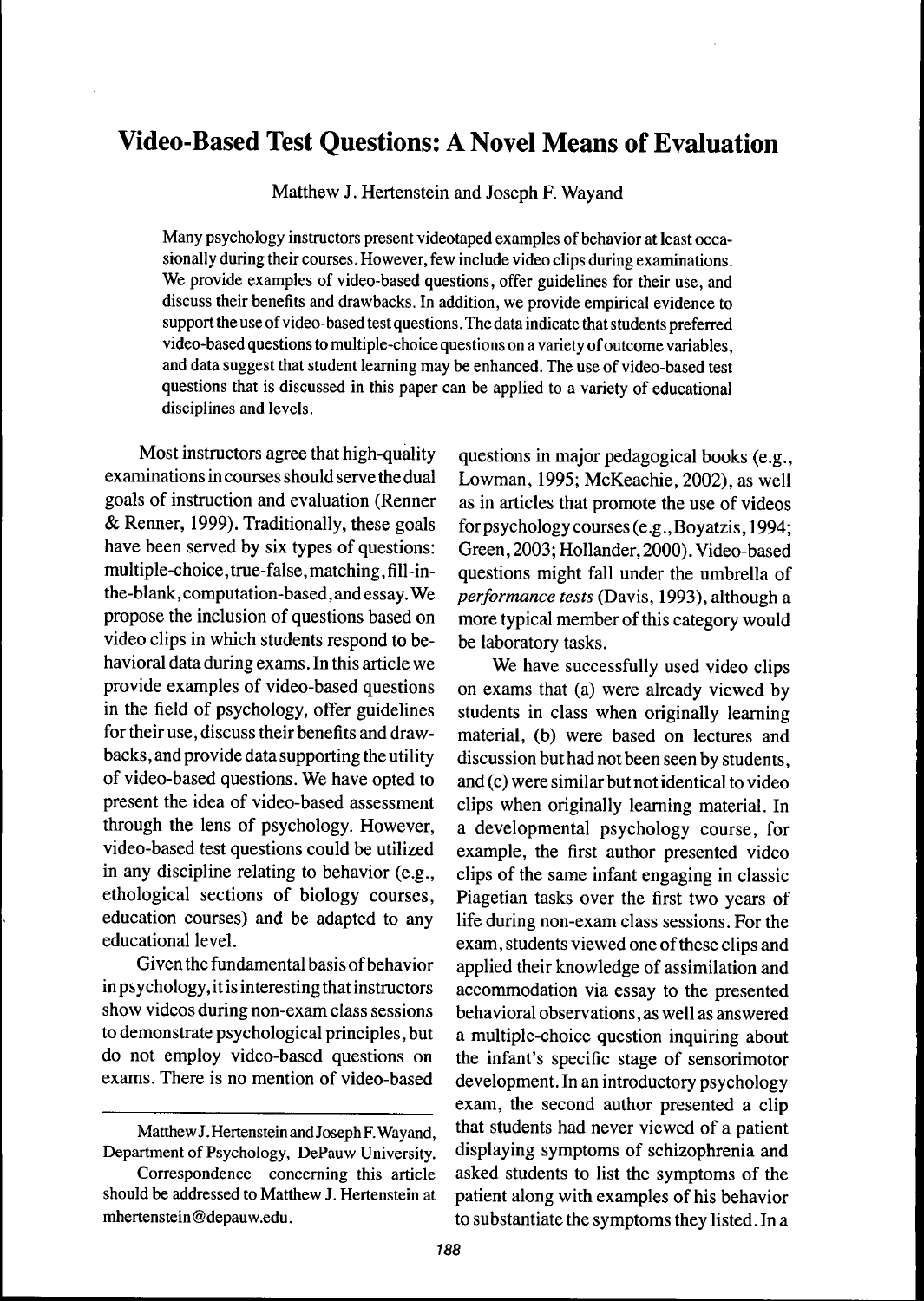# Video-Based Test Questions: A Novel Means of Evaluation

Matthew J. Hertenstein and Joseph F. Wayand

Many psychology instructors present videotaped examples of behavior at least occasionally during their courses. However, few include video clips during examinations. We provide examples of video-based questions, offer guidelines for their use, and discuss their benefits and drawbacks. In addition, we provide empirical evidence to support the use of video-based test questions. The data indicate that students preferred video-based questions to multiple-choice questions on a variety of outcome variables, and data suggest that student learning may be enhanced. The use of video-based test questions that is discussed in this paper can be applied to a variety of educational disciplines and levels.

Most instructors agree that high-quality examinations in courses should serve the dual goals of instruction and evaluation (Renner & Renner, 1999). Traditionally, these goals have been served by six types of questions: multiple-choice, true-false, matching, fill-in-the-blank, computation-based, and essay. We propose the inclusion of questions based on video clips in which students respond to behavioral data during exams. In this article we provide examples of video-based questions in the field of psychology, offer guidelines for their use, discuss their benefits and drawbacks, and provide data supporting the utility of video-based questions. We have opted to present the idea of video-based assessment through the lens of psychology. However, video-based test questions could be utilized in any discipline relating to behavior (e.g., ethological sections of biology courses, education courses) and be adapted to any educational level.

Given the fundamental basis of behavior in psychology, it is interesting that instructors show videos during non-exam class sessions to demonstrate psychological principles, but do not employ video-based questions on exams. There is no mention of video-based questions in major pedagogical books (e.g., Lowman, 1995; McKeachie, 2002), as well as in articles that promote the use of videos for psychology courses (e.g., Boyatzis, 1994; Green, 2003; Hollander, 2000). Video-based questions might fall under the umbrella of *performance tests* (Davis, 1993), although a more typical member of this category would be laboratory tasks.

We have successfully used video clips on exams that (a) were already viewed by students in class when originally learning material, (b) were based on lectures and discussion but had not been seen by students, and (c) were similar but not identical to video clips when originally learning material. In a developmental psychology course, for example, the first author presented video clips of the same infant engaging in classic Piagetian tasks over the first two years of life during non-exam class sessions. For the exam, students viewed one of these clips and applied their knowledge of assimilation and accommodation via essay to the presented behavioral observations, as well as answered a multiple-choice question inquiring about the infant's specific stage of sensorimotor development. In an introductory psychology exam, the second author presented a clip that students had never viewed of a patient displaying symptoms of schizophrenia and asked students to list the symptoms of the patient along with examples of his behavior to substantiate the symptoms they listed. In a

---

Matthew J. Hertenstein and Joseph F. Wayand, Department of Psychology, DePauw University.

Correspondence concerning this article should be addressed to Matthew J. Hertenstein at mhertenstein@depauw.edu.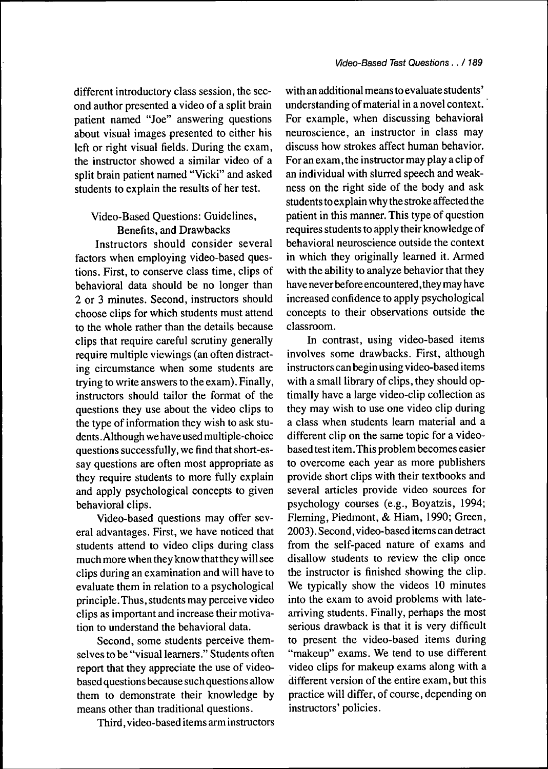different introductory class session, the second author presented a video of a split brain patient named "Joe" answering questions about visual images presented to either his left or right visual fields. During the exam, the instructor showed a similar video of a split brain patient named "Vicki" and asked students to explain the results of her test.

## Video-Based Questions: Guidelines, Benefits, and Drawbacks

Instructors should consider several factors when employing video-based questions. First, to conserve class time, clips of behavioral data should be no longer than 2 or 3 minutes. Second, instructors should choose clips for which students must attend to the whole rather than the details because clips that require careful scrutiny generally require multiple viewings (an often distracting circumstance when some students are trying to write answers to the exam). Finally, instructors should tailor the format of the questions they use about the video clips to the type of information they wish to ask students. Although we have used multiple-choice questions successfully, we find that short-essay questions are often most appropriate as they require students to more fully explain and apply psychological concepts to given behavioral clips.

Video-based questions may offer several advantages. First, we have noticed that students attend to video clips during class much more when they know that they will see clips during an examination and will have to evaluate them in relation to a psychological principle. Thus, students may perceive video clips as important and increase their motivation to understand the behavioral data.

Second, some students perceive themselves to be "visual learners." Students often report that they appreciate the use of video-based questions because such questions allow them to demonstrate their knowledge by means other than traditional questions.

Third, video-based items arm instructors with an additional means to evaluate students' understanding of material in a novel context. For example, when discussing behavioral neuroscience, an instructor in class may discuss how strokes affect human behavior. For an exam, the instructor may play a clip of an individual with slurred speech and weakness on the right side of the body and ask students to explain why the stroke affected the patient in this manner. This type of question requires students to apply their knowledge of behavioral neuroscience outside the context in which they originally learned it. Armed with the ability to analyze behavior that they have never before encountered, they may have increased confidence to apply psychological concepts to their observations outside the classroom.

In contrast, using video-based items involves some drawbacks. First, although instructors can begin using video-based items with a small library of clips, they should optimally have a large video-clip collection as they may wish to use one video clip during a class when students learn material and a different clip on the same topic for a video-based test item. This problem becomes easier to overcome each year as more publishers provide short clips with their textbooks and several articles provide video sources for psychology courses (e.g., Boyatzis, 1994; Fleming, Piedmont, & Hiam, 1990; Green, 2003). Second, video-based items can detract from the self-paced nature of exams and disallow students to review the clip once the instructor is finished showing the clip. We typically show the videos 10 minutes into the exam to avoid problems with late-arriving students. Finally, perhaps the most serious drawback is that it is very difficult to present the video-based items during "makeup" exams. We tend to use different video clips for makeup exams along with a different version of the entire exam, but this practice will differ, of course, depending on instructors' policies.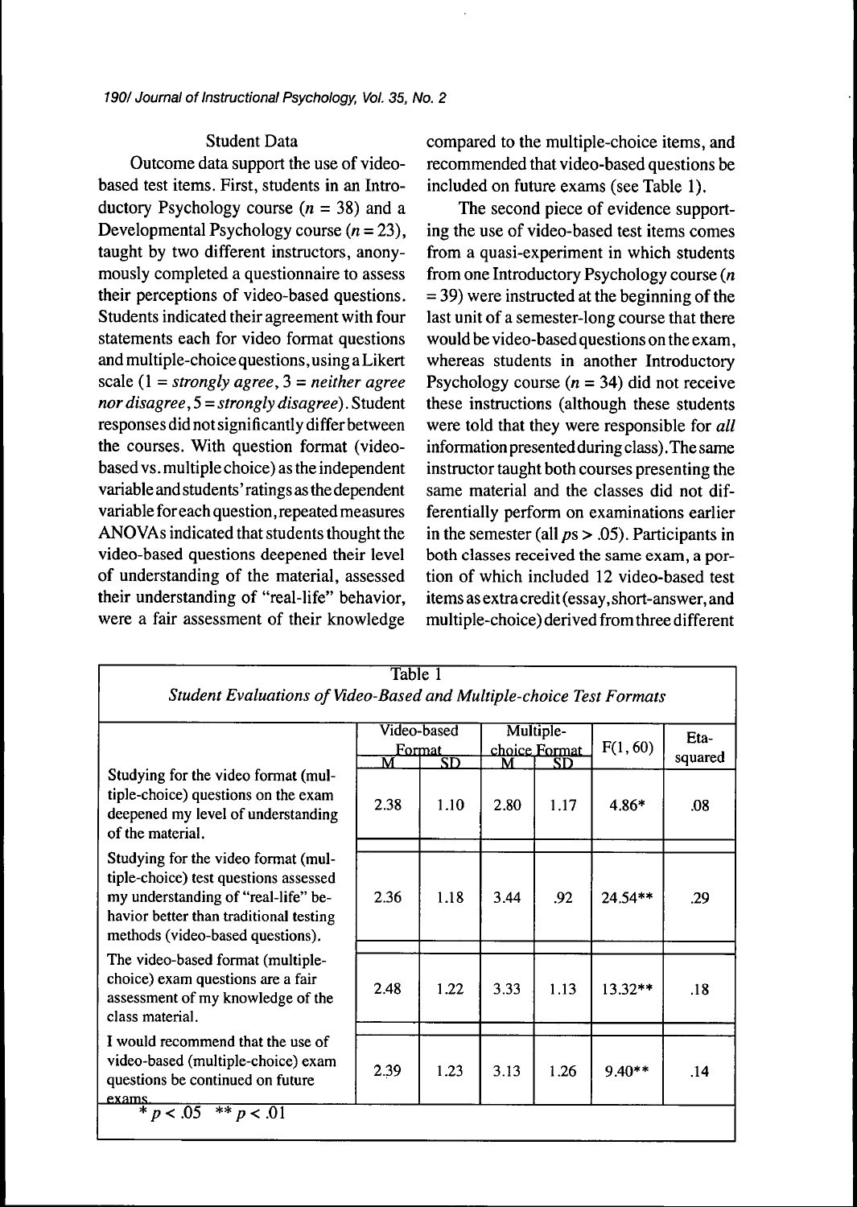### Student Data

Outcome data support the use of video-based test items. First, students in an Introductory Psychology course ($n$ = 38) and a Developmental Psychology course ($n$ = 23), taught by two different instructors, anonymously completed a questionnaire to assess their perceptions of video-based questions. Students indicated their agreement with four statements each for video format questions and multiple-choice questions, using a Likert scale (1 = *strongly agree*, 3 = *neither agree nor disagree*, 5 = *strongly disagree*). Student responses did not significantly differ between the courses. With question format (video-based vs. multiple choice) as the independent variable and students' ratings as the dependent variable for each question, repeated measures ANOVAs indicated that students thought the video-based questions deepened their level of understanding of the material, assessed their understanding of "real-life" behavior, were a fair assessment of their knowledge compared to the multiple-choice items, and recommended that video-based questions be included on future exams (see Table 1).

The second piece of evidence supporting the use of video-based test items comes from a quasi-experiment in which students from one Introductory Psychology course ($n$ = 39) were instructed at the beginning of the last unit of a semester-long course that there would be video-based questions on the exam, whereas students in another Introductory Psychology course ($n$ = 34) did not receive these instructions (although these students were told that they were responsible for *all* information presented during class). The same instructor taught both courses presenting the same material and the classes did not differentially perform on examinations earlier in the semester (all $ps > .05$). Participants in both classes received the same exam, a portion of which included 12 video-based test items as extra credit (essay, short-answer, and multiple-choice) derived from three different

Table 1
*Student Evaluations of Video-Based and Multiple-choice Test Formats*

| | Video-based Format | | Multiple-choice Format | | $F(1, 60)$ | Eta-squared |
|---|---|---|---|---|---|---|
| | M | SD | M | SD | | |
| Studying for the video format (multiple-choice) questions on the exam deepened my level of understanding of the material. | 2.38 | 1.10 | 2.80 | 1.17 | 4.86* | .08 |
| Studying for the video format (multiple-choice) test questions assessed my understanding of "real-life" behavior better than traditional testing methods (video-based questions). | 2.36 | 1.18 | 3.44 | .92 | 24.54** | .29 |
| The video-based format (multiple-choice) exam questions are a fair assessment of my knowledge of the class material. | 2.48 | 1.22 | 3.33 | 1.13 | 13.32** | .18 |
| I would recommend that the use of video-based (multiple-choice) exam questions be continued on future exams. | 2.39 | 1.23 | 3.13 | 1.26 | 9.40** | .14 |

\* $p < .05$ \*\* $p < .01$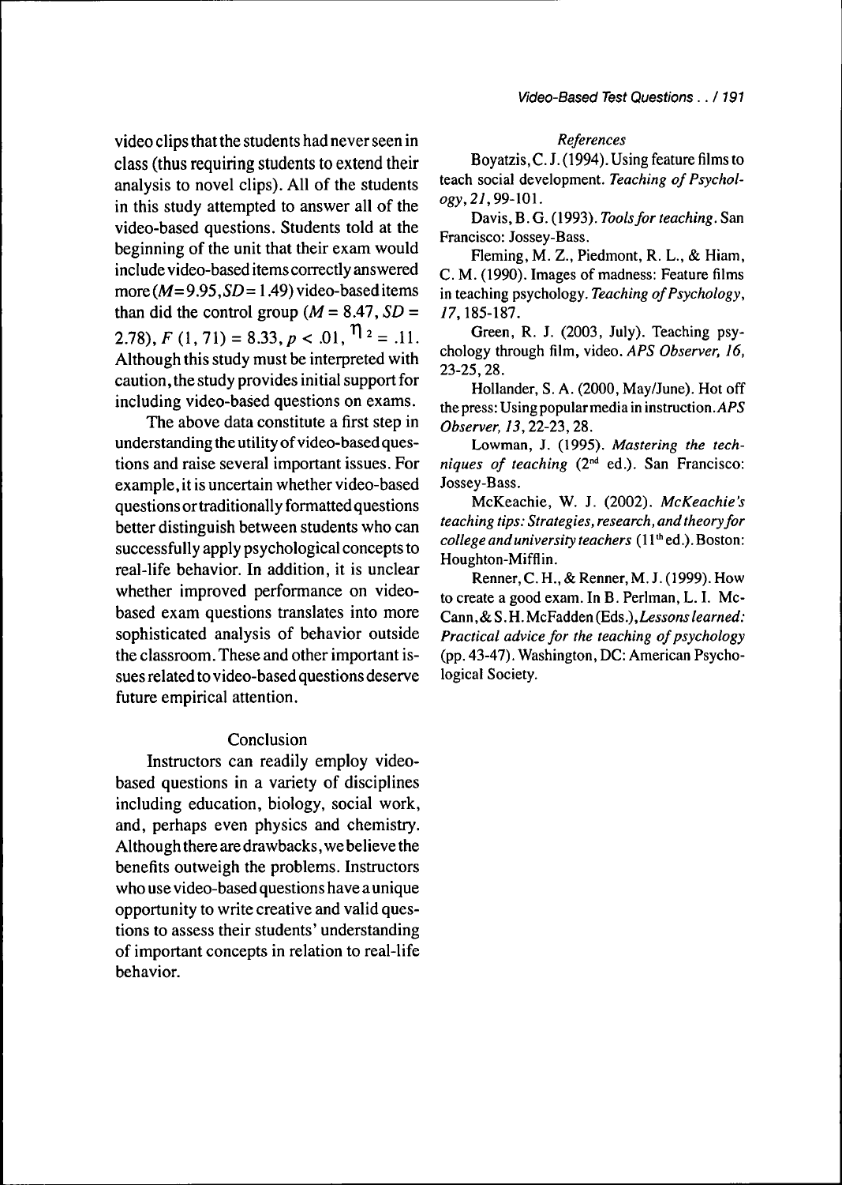video clips that the students had never seen in class (thus requiring students to extend their analysis to novel clips). All of the students in this study attempted to answer all of the video-based questions. Students told at the beginning of the unit that their exam would include video-based items correctly answered more ($M = 9.95, SD = 1.49$) video-based items than did the control group ($M = 8.47, SD = 2.78$), $F(1, 71) = 8.33, p < .01, \eta^2 = .11$. Although this study must be interpreted with caution, the study provides initial support for including video-based questions on exams.

The above data constitute a first step in understanding the utility of video-based questions and raise several important issues. For example, it is uncertain whether video-based questions or traditionally formatted questions better distinguish between students who can successfully apply psychological concepts to real-life behavior. In addition, it is unclear whether improved performance on video-based exam questions translates into more sophisticated analysis of behavior outside the classroom. These and other important issues related to video-based questions deserve future empirical attention.

## Conclusion

Instructors can readily employ video-based questions in a variety of disciplines including education, biology, social work, and, perhaps even physics and chemistry. Although there are drawbacks, we believe the benefits outweigh the problems. Instructors who use video-based questions have a unique opportunity to write creative and valid questions to assess their students' understanding of important concepts in relation to real-life behavior.

## *References*

Boyatzis, C. J. (1994). Using feature films to teach social development. *Teaching of Psychology, 21*, 99-101.

Davis, B. G. (1993). *Tools for teaching*. San Francisco: Jossey-Bass.

Fleming, M. Z., Piedmont, R. L., & Hiam, C. M. (1990). Images of madness: Feature films in teaching psychology. *Teaching of Psychology, 17*, 185-187.

Green, R. J. (2003, July). Teaching psychology through film, video. *APS Observer, 16*, 23-25, 28.

Hollander, S. A. (2000, May/June). Hot off the press: Using popular media in instruction. *APS Observer, 13*, 22-23, 28.

Lowman, J. (1995). *Mastering the techniques of teaching* (2nd ed.). San Francisco: Jossey-Bass.

McKeachie, W. J. (2002). *McKeachie's teaching tips: Strategies, research, and theory for college and university teachers* (11th ed.). Boston: Houghton-Mifflin.

Renner, C. H., & Renner, M. J. (1999). How to create a good exam. In B. Perlman, L. I. McCann, & S. H. McFadden (Eds.), *Lessons learned: Practical advice for the teaching of psychology* (pp. 43-47). Washington, DC: American Psychological Society.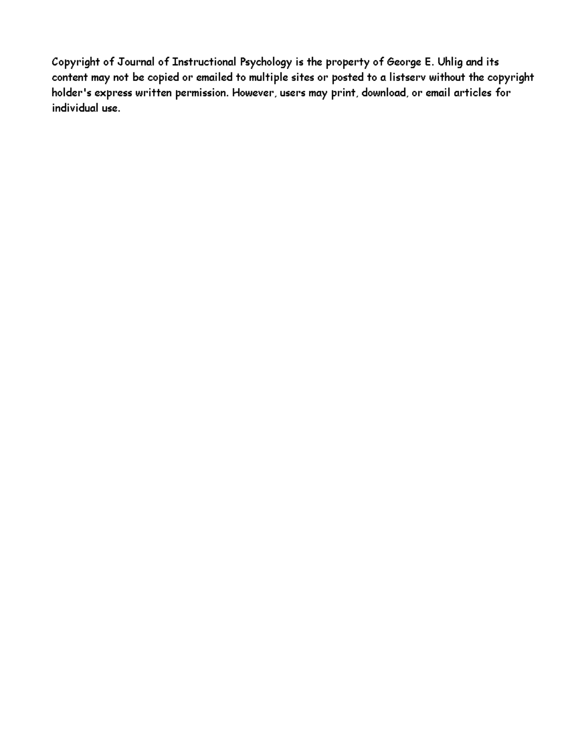Copyright of Journal of Instructional Psychology is the property of George E. Uhlig and its content may not be copied or emailed to multiple sites or posted to a listserv without the copyright holder's express written permission. However, users may print, download, or email articles for individual use.